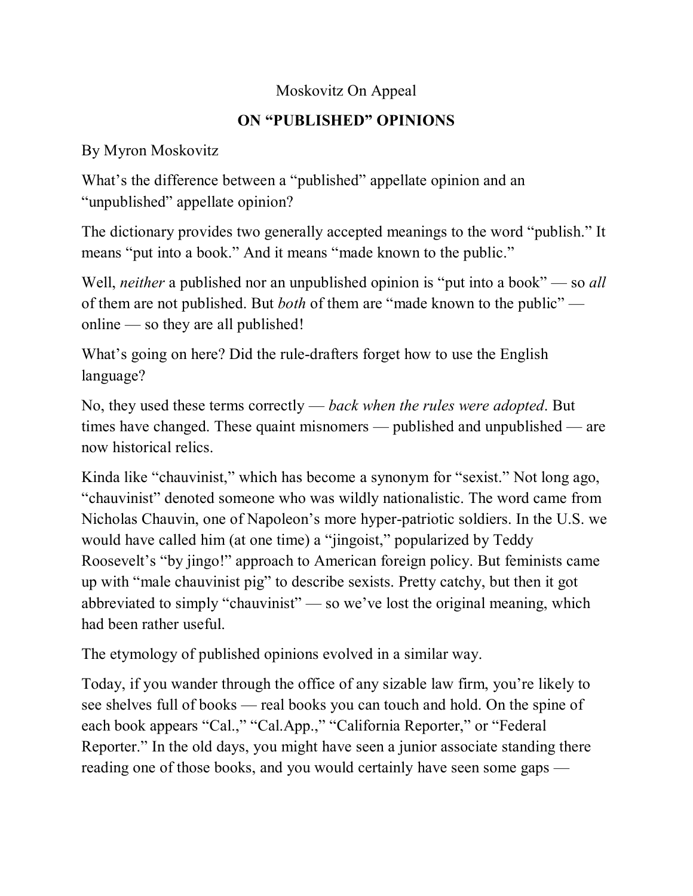Moskovitz On Appeal

# ON "PUBLISHED" OPINIONS

By Myron Moskovitz

What's the difference between a "published" appellate opinion and an "unpublished" appellate opinion?

The dictionary provides two generally accepted meanings to the word "publish." It means "put into a book." And it means "made known to the public."

Well, *neither* a published nor an unpublished opinion is "put into a book" — so *all* of them are not published. But *both* of them are "made known to the public" — online — so they are all published!

What's going on here? Did the rule-drafters forget how to use the English language?

No, they used these terms correctly — *back when the rules were adopted*. But times have changed. These quaint misnomers — published and unpublished — are now historical relics.

Kinda like "chauvinist," which has become a synonym for "sexist." Not long ago, "chauvinist" denoted someone who was wildly nationalistic. The word came from Nicholas Chauvin, one of Napoleon's more hyper-patriotic soldiers. In the U.S. we would have called him (at one time) a "jingoist," popularized by Teddy Roosevelt's "by jingo!" approach to American foreign policy. But feminists came up with "male chauvinist pig" to describe sexists. Pretty catchy, but then it got abbreviated to simply "chauvinist" — so we've lost the original meaning, which had been rather useful.

The etymology of published opinions evolved in a similar way.

Today, if you wander through the office of any sizable law firm, you're likely to see shelves full of books — real books you can touch and hold. On the spine of each book appears "Cal.," "Cal.App.," "California Reporter," or "Federal Reporter." In the old days, you might have seen a junior associate standing there reading one of those books, and you would certainly have seen some gaps —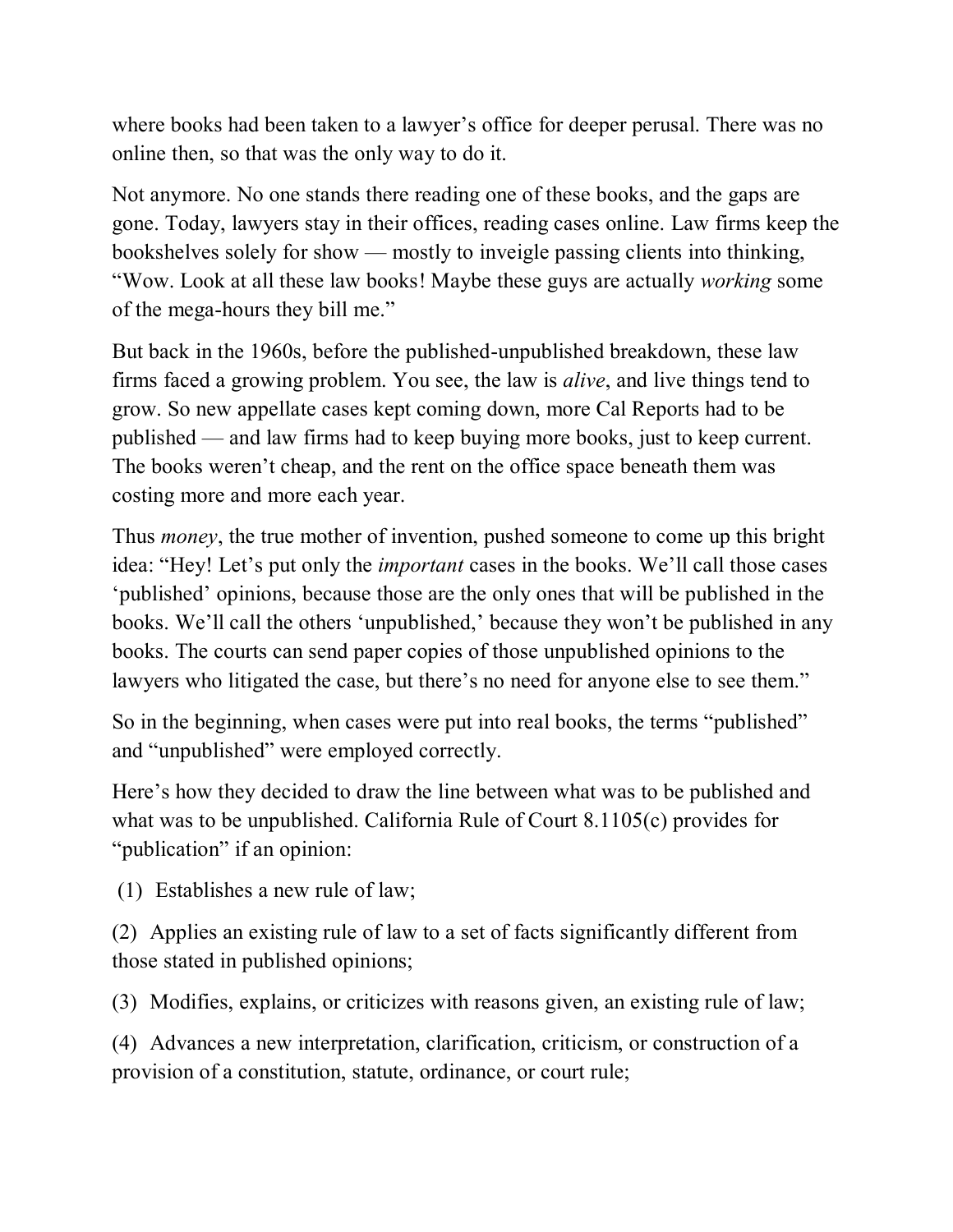where books had been taken to a lawyer's office for deeper perusal. There was no online then, so that was the only way to do it.

Not anymore. No one stands there reading one of these books, and the gaps are gone. Today, lawyers stay in their offices, reading cases online. Law firms keep the bookshelves solely for show — mostly to inveigle passing clients into thinking, "Wow. Look at all these law books! Maybe these guys are actually *working* some of the mega-hours they bill me."

But back in the 1960s, before the published-unpublished breakdown, these law firms faced a growing problem. You see, the law is *alive*, and live things tend to grow. So new appellate cases kept coming down, more Cal Reports had to be published — and law firms had to keep buying more books, just to keep current. The books weren't cheap, and the rent on the office space beneath them was costing more and more each year.

Thus *money*, the true mother of invention, pushed someone to come up this bright idea: "Hey! Let's put only the *important* cases in the books. We'll call those cases 'published' opinions, because those are the only ones that will be published in the books. We'll call the others 'unpublished,' because they won't be published in any books. The courts can send paper copies of those unpublished opinions to the lawyers who litigated the case, but there's no need for anyone else to see them."

So in the beginning, when cases were put into real books, the terms "published" and "unpublished" were employed correctly.

Here's how they decided to draw the line between what was to be published and what was to be unpublished. California Rule of Court 8.1105(c) provides for "publication" if an opinion:

(1) Establishes a new rule of law;

(2) Applies an existing rule of law to a set of facts significantly different from those stated in published opinions;

(3) Modifies, explains, or criticizes with reasons given, an existing rule of law;

(4) Advances a new interpretation, clarification, criticism, or construction of a provision of a constitution, statute, ordinance, or court rule;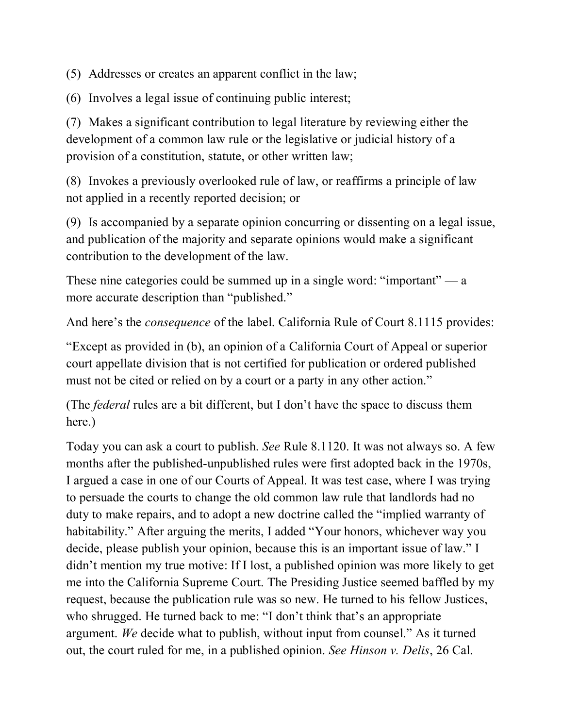(5) Addresses or creates an apparent conflict in the law;

(6) Involves a legal issue of continuing public interest;

(7) Makes a significant contribution to legal literature by reviewing either the development of a common law rule or the legislative or judicial history of a provision of a constitution, statute, or other written law;

(8) Invokes a previously overlooked rule of law, or reaffirms a principle of law not applied in a recently reported decision; or

(9) Is accompanied by a separate opinion concurring or dissenting on a legal issue, and publication of the majority and separate opinions would make a significant contribution to the development of the law.

These nine categories could be summed up in a single word: "important" — a more accurate description than "published."

And here's the *consequence* of the label. California Rule of Court 8.1115 provides:

"Except as provided in (b), an opinion of a California Court of Appeal or superior court appellate division that is not certified for publication or ordered published must not be cited or relied on by a court or a party in any other action."

(The *federal* rules are a bit different, but I don't have the space to discuss them here.)

Today you can ask a court to publish. *See* Rule 8.1120. It was not always so. A few months after the published-unpublished rules were first adopted back in the 1970s, I argued a case in one of our Courts of Appeal. It was test case, where I was trying to persuade the courts to change the old common law rule that landlords had no duty to make repairs, and to adopt a new doctrine called the "implied warranty of habitability." After arguing the merits, I added "Your honors, whichever way you decide, please publish your opinion, because this is an important issue of law." I didn't mention my true motive: If I lost, a published opinion was more likely to get me into the California Supreme Court. The Presiding Justice seemed baffled by my request, because the publication rule was so new. He turned to his fellow Justices, who shrugged. He turned back to me: "I don't think that's an appropriate argument. *We* decide what to publish, without input from counsel." As it turned out, the court ruled for me, in a published opinion. *See Hinson v. Delis*, 26 Cal.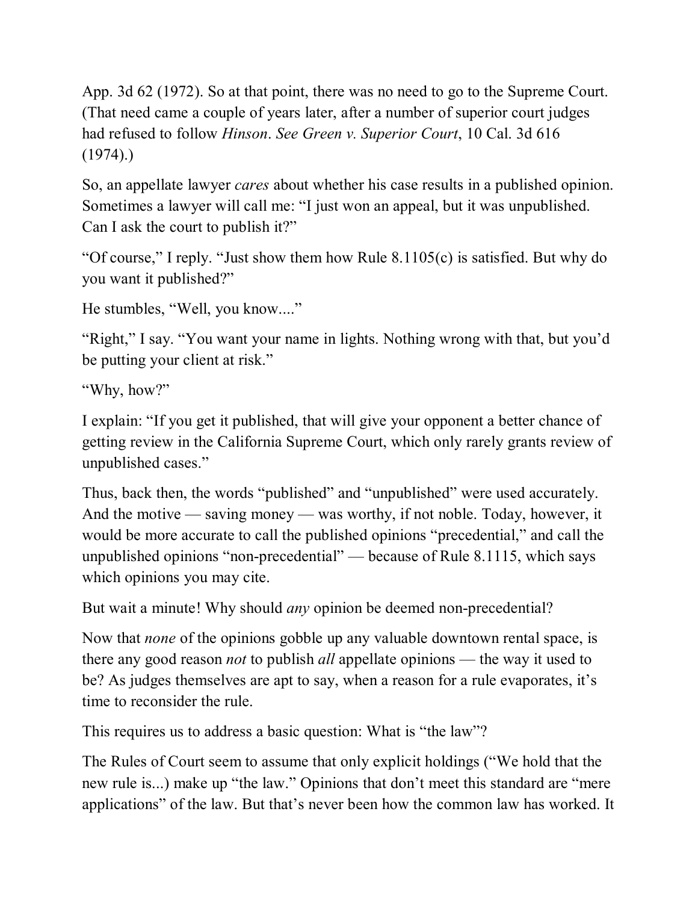App. 3d 62 (1972). So at that point, there was no need to go to the Supreme Court. (That need came a couple of years later, after a number of superior court judges had refused to follow *Hinson*. *See Green v. Superior Court*, 10 Cal. 3d 616 (1974).)

So, an appellate lawyer *cares* about whether his case results in a published opinion. Sometimes a lawyer will call me: "I just won an appeal, but it was unpublished. Can I ask the court to publish it?"

"Of course," I reply. "Just show them how Rule 8.1105(c) is satisfied. But why do you want it published?"

He stumbles, "Well, you know...."

"Right," I say. "You want your name in lights. Nothing wrong with that, but you'd be putting your client at risk."

"Why, how?"

I explain: "If you get it published, that will give your opponent a better chance of getting review in the California Supreme Court, which only rarely grants review of unpublished cases."

Thus, back then, the words "published" and "unpublished" were used accurately. And the motive — saving money — was worthy, if not noble. Today, however, it would be more accurate to call the published opinions "precedential," and call the unpublished opinions "non-precedential" — because of Rule 8.1115, which says which opinions you may cite.

But wait a minute! Why should *any* opinion be deemed non-precedential?

Now that *none* of the opinions gobble up any valuable downtown rental space, is there any good reason *not* to publish *all* appellate opinions — the way it used to be? As judges themselves are apt to say, when a reason for a rule evaporates, it's time to reconsider the rule.

This requires us to address a basic question: What is "the law"?

The Rules of Court seem to assume that only explicit holdings ("We hold that the new rule is...) make up "the law." Opinions that don't meet this standard are "mere applications" of the law. But that's never been how the common law has worked. It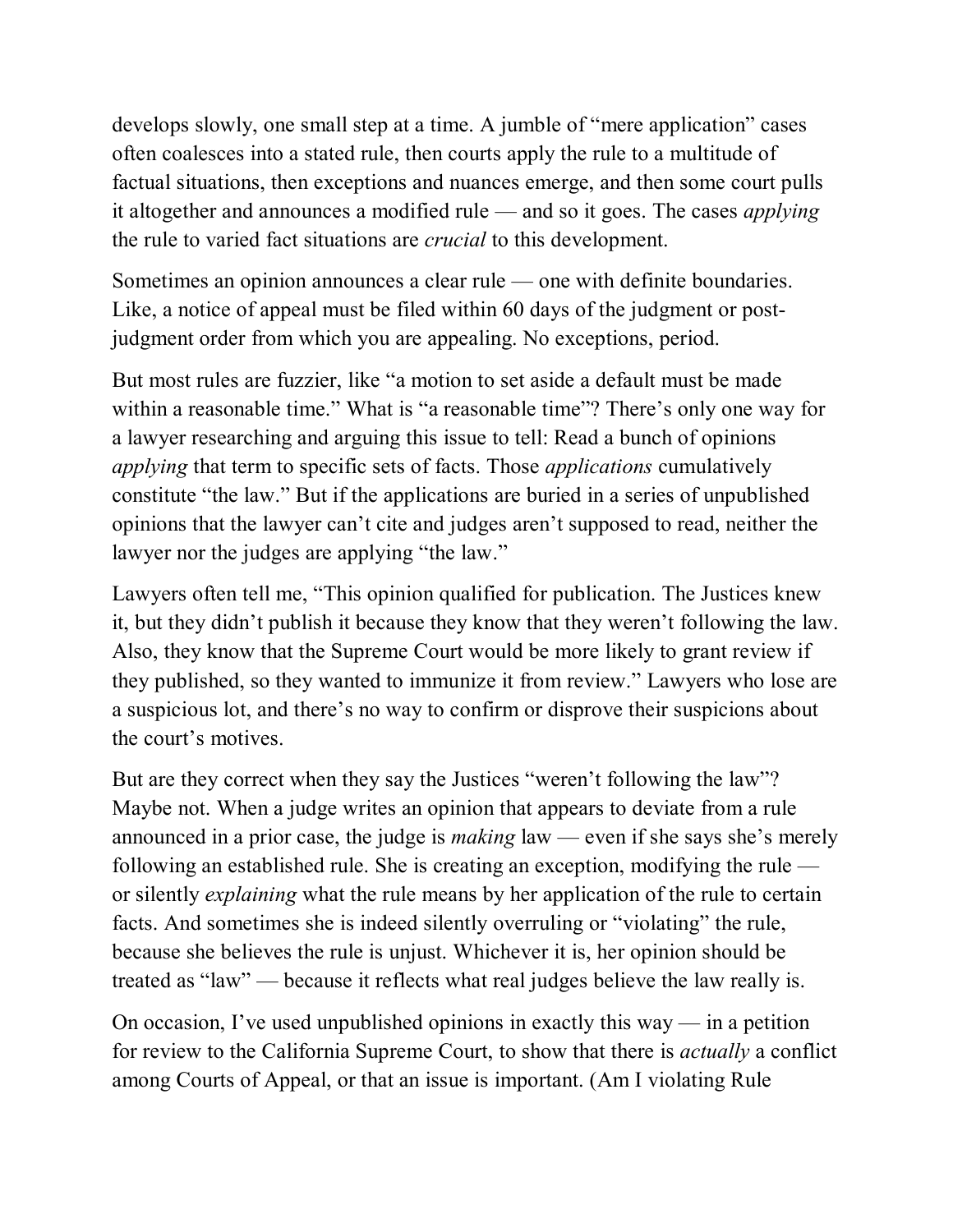develops slowly, one small step at a time. A jumble of "mere application" cases often coalesces into a stated rule, then courts apply the rule to a multitude of factual situations, then exceptions and nuances emerge, and then some court pulls it altogether and announces a modified rule — and so it goes. The cases *applying* the rule to varied fact situations are *crucial* to this development.

Sometimes an opinion announces a clear rule — one with definite boundaries. Like, a notice of appeal must be filed within 60 days of the judgment or post-judgment order from which you are appealing. No exceptions, period.

But most rules are fuzzier, like "a motion to set aside a default must be made within a reasonable time." What is "a reasonable time"? There's only one way for a lawyer researching and arguing this issue to tell: Read a bunch of opinions *applying* that term to specific sets of facts. Those *applications* cumulatively constitute "the law." But if the applications are buried in a series of unpublished opinions that the lawyer can't cite and judges aren't supposed to read, neither the lawyer nor the judges are applying "the law."

Lawyers often tell me, "This opinion qualified for publication. The Justices knew it, but they didn't publish it because they know that they weren't following the law. Also, they know that the Supreme Court would be more likely to grant review if they published, so they wanted to immunize it from review." Lawyers who lose are a suspicious lot, and there's no way to confirm or disprove their suspicions about the court's motives.

But are they correct when they say the Justices "weren't following the law"? Maybe not. When a judge writes an opinion that appears to deviate from a rule announced in a prior case, the judge is *making* law — even if she says she's merely following an established rule. She is creating an exception, modifying the rule — or silently *explaining* what the rule means by her application of the rule to certain facts. And sometimes she is indeed silently overruling or "violating" the rule, because she believes the rule is unjust. Whichever it is, her opinion should be treated as "law" — because it reflects what real judges believe the law really is.

On occasion, I've used unpublished opinions in exactly this way — in a petition for review to the California Supreme Court, to show that there is *actually* a conflict among Courts of Appeal, or that an issue is important. (Am I violating Rule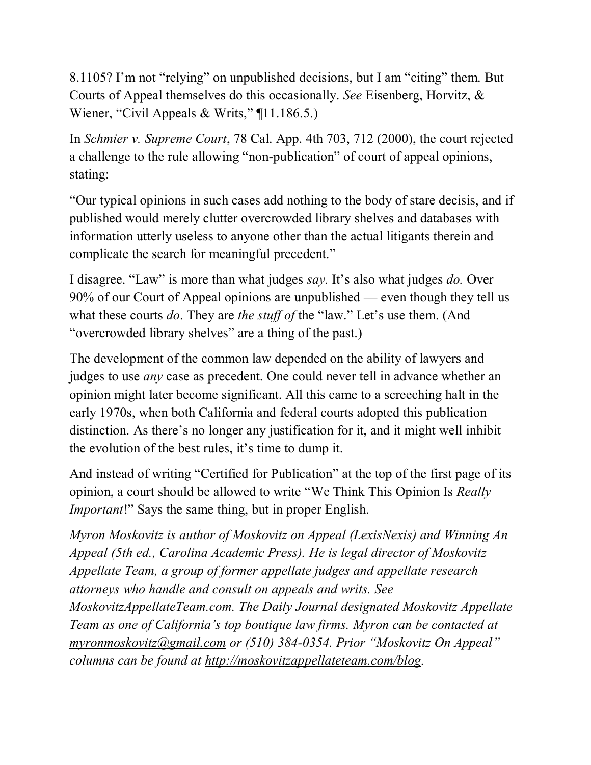8.1105? I'm not "relying" on unpublished decisions, but I am "citing" them. But Courts of Appeal themselves do this occasionally. *See* Eisenberg, Horvitz, & Wiener, "Civil Appeals & Writs," ¶11.186.5.)

In *Schmier v. Supreme Court*, 78 Cal. App. 4th 703, 712 (2000), the court rejected a challenge to the rule allowing "non-publication" of court of appeal opinions, stating:

"Our typical opinions in such cases add nothing to the body of stare decisis, and if published would merely clutter overcrowded library shelves and databases with information utterly useless to anyone other than the actual litigants therein and complicate the search for meaningful precedent."

I disagree. "Law" is more than what judges *say.* It's also what judges *do.* Over 90% of our Court of Appeal opinions are unpublished — even though they tell us what these courts *do*. They are *the stuff of* the "law." Let's use them. (And "overcrowded library shelves" are a thing of the past.)

The development of the common law depended on the ability of lawyers and judges to use *any* case as precedent. One could never tell in advance whether an opinion might later become significant. All this came to a screeching halt in the early 1970s, when both California and federal courts adopted this publication distinction. As there's no longer any justification for it, and it might well inhibit the evolution of the best rules, it's time to dump it.

And instead of writing "Certified for Publication" at the top of the first page of its opinion, a court should be allowed to write "We Think This Opinion Is *Really Important*!" Says the same thing, but in proper English.

*Myron Moskovitz is author of Moskovitz on Appeal (LexisNexis) and Winning An Appeal (5th ed., Carolina Academic Press). He is legal director of Moskovitz Appellate Team, a group of former appellate judges and appellate research attorneys who handle and consult on appeals and writs. See MoskovitzAppellateTeam.com. The Daily Journal designated Moskovitz Appellate Team as one of California's top boutique law firms. Myron can be contacted at myronmoskovitz@gmail.com or (510) 384-0354. Prior "Moskovitz On Appeal" columns can be found at http://moskovitzappellateteam.com/blog.*